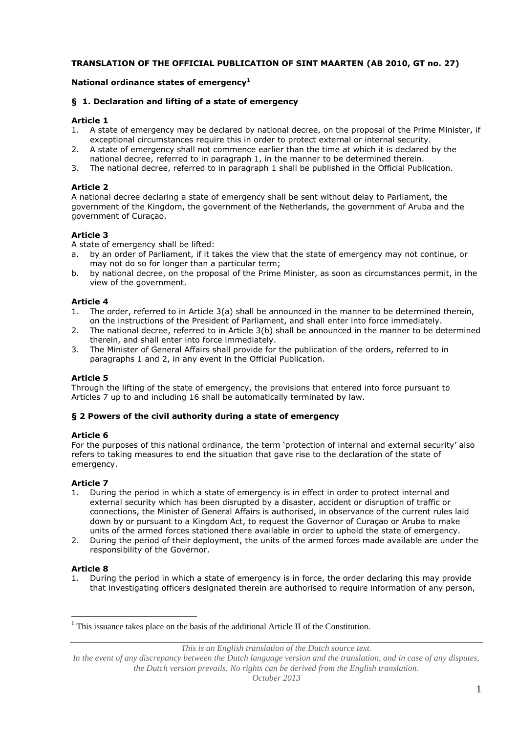**TRANSLATION OF THE OFFICIAL PUBLICATION OF SINT MAARTEN (AB 2010, GT no. 27)**

**National ordinance states of emergency[1]**

**§ 1. Declaration and lifting of a state of emergency**

**Article 1**

1. A state of emergency may be declared by national decree, on the proposal of the Prime Minister, if exceptional circumstances require this in order to protect external or internal security.
2. A state of emergency shall not commence earlier than the time at which it is declared by the national decree, referred to in paragraph 1, in the manner to be determined therein.
3. The national decree, referred to in paragraph 1 shall be published in the Official Publication.

**Article 2**

A national decree declaring a state of emergency shall be sent without delay to Parliament, the government of the Kingdom, the government of the Netherlands, the government of Aruba and the government of Curaçao.

**Article 3**

A state of emergency shall be lifted:

a. by an order of Parliament, if it takes the view that the state of emergency may not continue, or may not do so for longer than a particular term;
b. by national decree, on the proposal of the Prime Minister, as soon as circumstances permit, in the view of the government.

**Article 4**

1. The order, referred to in Article 3(a) shall be announced in the manner to be determined therein, on the instructions of the President of Parliament, and shall enter into force immediately.
2. The national decree, referred to in Article 3(b) shall be announced in the manner to be determined therein, and shall enter into force immediately.
3. The Minister of General Affairs shall provide for the publication of the orders, referred to in paragraphs 1 and 2, in any event in the Official Publication.

**Article 5**

Through the lifting of the state of emergency, the provisions that entered into force pursuant to Articles 7 up to and including 16 shall be automatically terminated by law.

**§ 2 Powers of the civil authority during a state of emergency**

**Article 6**

For the purposes of this national ordinance, the term 'protection of internal and external security' also refers to taking measures to end the situation that gave rise to the declaration of the state of emergency.

**Article 7**

1. During the period in which a state of emergency is in effect in order to protect internal and external security which has been disrupted by a disaster, accident or disruption of traffic or connections, the Minister of General Affairs is authorised, in observance of the current rules laid down by or pursuant to a Kingdom Act, to request the Governor of Curaçao or Aruba to make units of the armed forces stationed there available in order to uphold the state of emergency.
2. During the period of their deployment, the units of the armed forces made available are under the responsibility of the Governor.

**Article 8**

1. During the period in which a state of emergency is in force, the order declaring this may provide that investigating officers designated therein are authorised to require information of any person,

[1] This issuance takes place on the basis of the additional Article II of the Constitution.

*This is an English translation of the Dutch source text.*

*In the event of any discrepancy between the Dutch language version and the translation, and in case of any disputes, the Dutch version prevails. No rights can be derived from the English translation.*

*October 2013*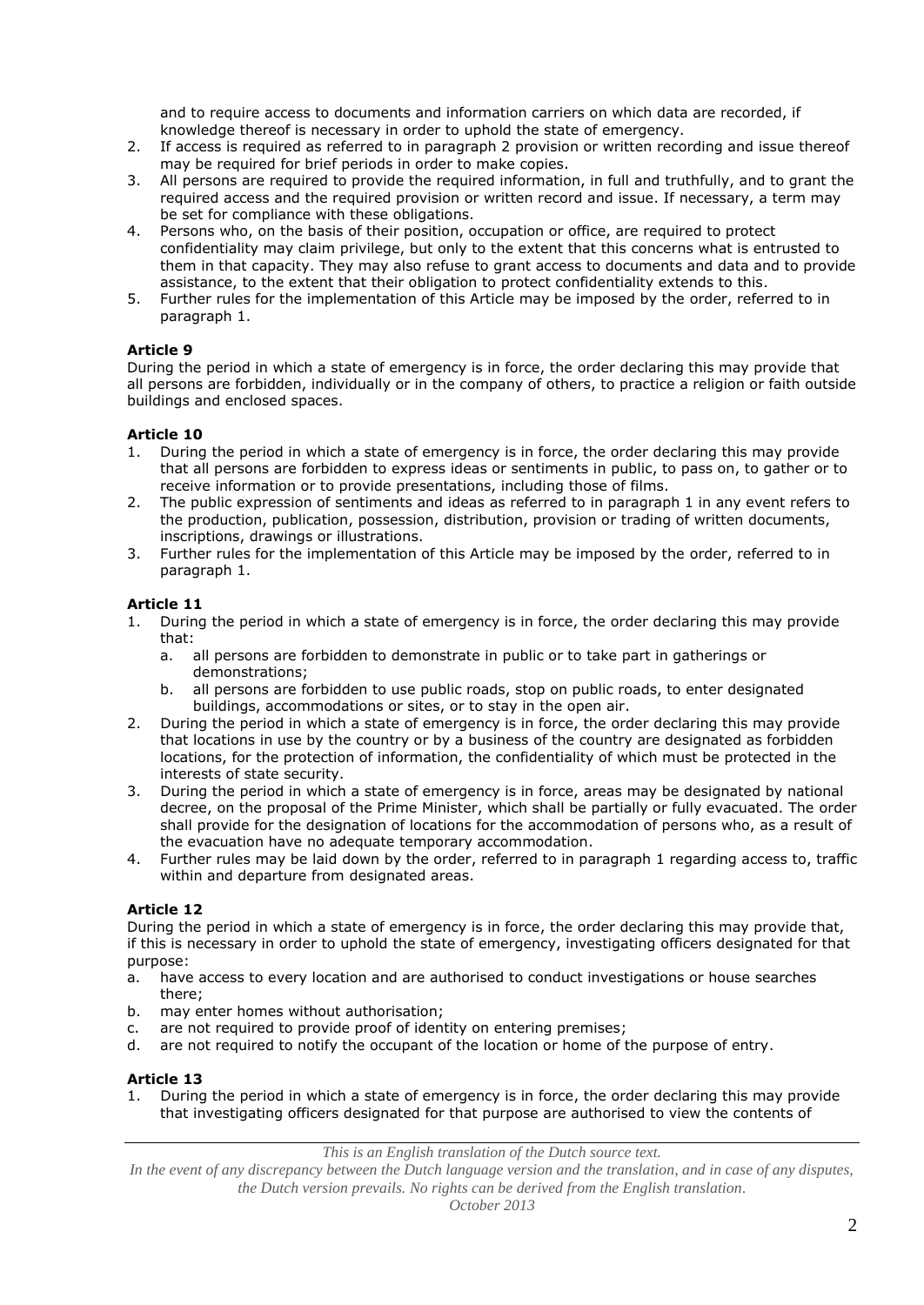and to require access to documents and information carriers on which data are recorded, if knowledge thereof is necessary in order to uphold the state of emergency.

2. If access is required as referred to in paragraph 2 provision or written recording and issue thereof may be required for brief periods in order to make copies.
3. All persons are required to provide the required information, in full and truthfully, and to grant the required access and the required provision or written record and issue. If necessary, a term may be set for compliance with these obligations.
4. Persons who, on the basis of their position, occupation or office, are required to protect confidentiality may claim privilege, but only to the extent that this concerns what is entrusted to them in that capacity. They may also refuse to grant access to documents and data and to provide assistance, to the extent that their obligation to protect confidentiality extends to this.
5. Further rules for the implementation of this Article may be imposed by the order, referred to in paragraph 1.

**Article 9**

During the period in which a state of emergency is in force, the order declaring this may provide that all persons are forbidden, individually or in the company of others, to practice a religion or faith outside buildings and enclosed spaces.

**Article 10**

1. During the period in which a state of emergency is in force, the order declaring this may provide that all persons are forbidden to express ideas or sentiments in public, to pass on, to gather or to receive information or to provide presentations, including those of films.
2. The public expression of sentiments and ideas as referred to in paragraph 1 in any event refers to the production, publication, possession, distribution, provision or trading of written documents, inscriptions, drawings or illustrations.
3. Further rules for the implementation of this Article may be imposed by the order, referred to in paragraph 1.

**Article 11**

1. During the period in which a state of emergency is in force, the order declaring this may provide that:
   a. all persons are forbidden to demonstrate in public or to take part in gatherings or demonstrations;
   b. all persons are forbidden to use public roads, stop on public roads, to enter designated buildings, accommodations or sites, or to stay in the open air.
2. During the period in which a state of emergency is in force, the order declaring this may provide that locations in use by the country or by a business of the country are designated as forbidden locations, for the protection of information, the confidentiality of which must be protected in the interests of state security.
3. During the period in which a state of emergency is in force, areas may be designated by national decree, on the proposal of the Prime Minister, which shall be partially or fully evacuated. The order shall provide for the designation of locations for the accommodation of persons who, as a result of the evacuation have no adequate temporary accommodation.
4. Further rules may be laid down by the order, referred to in paragraph 1 regarding access to, traffic within and departure from designated areas.

**Article 12**

During the period in which a state of emergency is in force, the order declaring this may provide that, if this is necessary in order to uphold the state of emergency, investigating officers designated for that purpose:

a. have access to every location and are authorised to conduct investigations or house searches there;
b. may enter homes without authorisation;
c. are not required to provide proof of identity on entering premises;
d. are not required to notify the occupant of the location or home of the purpose of entry.

**Article 13**

1. During the period in which a state of emergency is in force, the order declaring this may provide that investigating officers designated for that purpose are authorised to view the contents of

*This is an English translation of the Dutch source text.*
*In the event of any discrepancy between the Dutch language version and the translation, and in case of any disputes, the Dutch version prevails. No rights can be derived from the English translation.*
*October 2013*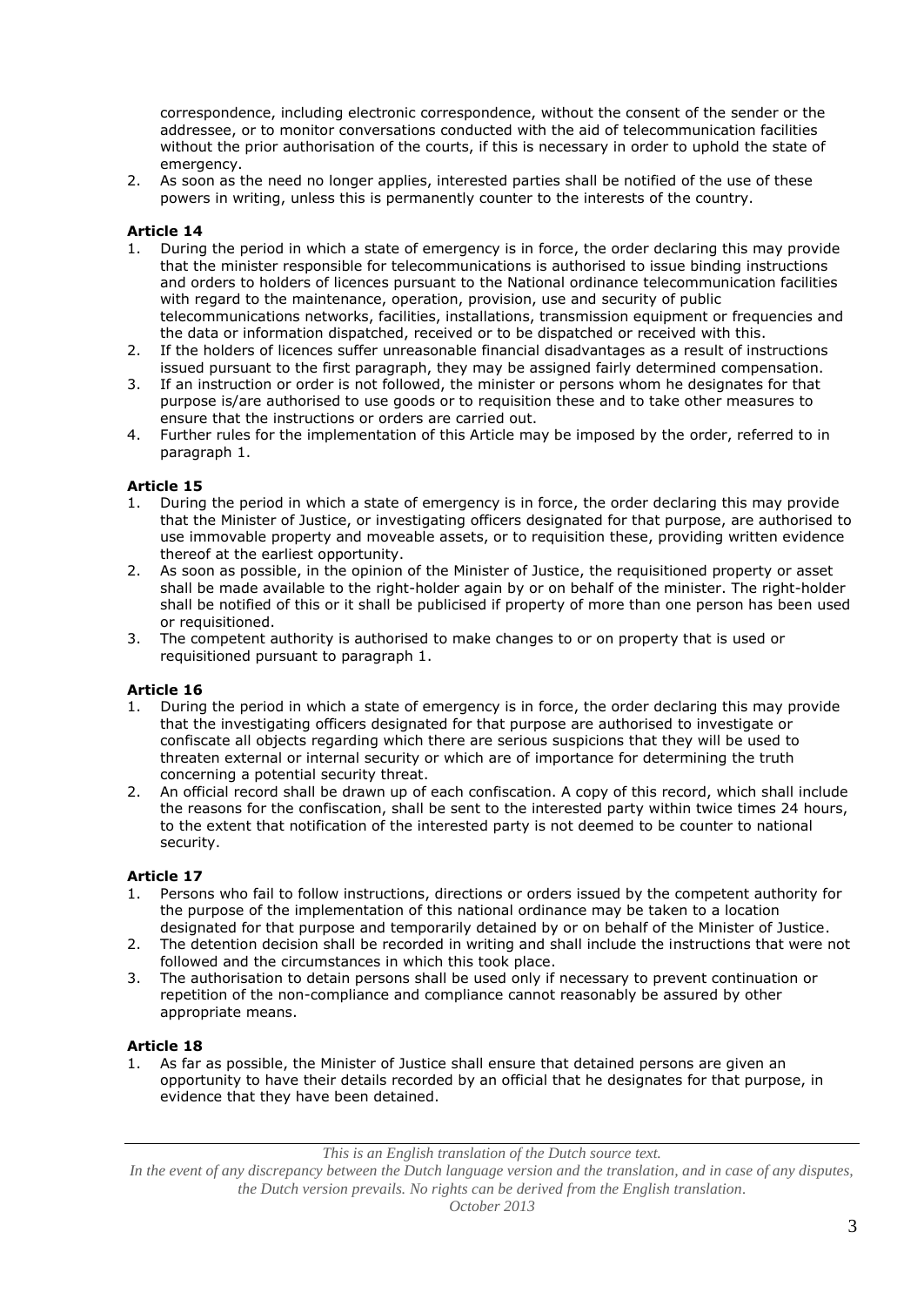correspondence, including electronic correspondence, without the consent of the sender or the addressee, or to monitor conversations conducted with the aid of telecommunication facilities without the prior authorisation of the courts, if this is necessary in order to uphold the state of emergency.

2. As soon as the need no longer applies, interested parties shall be notified of the use of these powers in writing, unless this is permanently counter to the interests of the country.

**Article 14**

1. During the period in which a state of emergency is in force, the order declaring this may provide that the minister responsible for telecommunications is authorised to issue binding instructions and orders to holders of licences pursuant to the National ordinance telecommunication facilities with regard to the maintenance, operation, provision, use and security of public telecommunications networks, facilities, installations, transmission equipment or frequencies and the data or information dispatched, received or to be dispatched or received with this.
2. If the holders of licences suffer unreasonable financial disadvantages as a result of instructions issued pursuant to the first paragraph, they may be assigned fairly determined compensation.
3. If an instruction or order is not followed, the minister or persons whom he designates for that purpose is/are authorised to use goods or to requisition these and to take other measures to ensure that the instructions or orders are carried out.
4. Further rules for the implementation of this Article may be imposed by the order, referred to in paragraph 1.

**Article 15**

1. During the period in which a state of emergency is in force, the order declaring this may provide that the Minister of Justice, or investigating officers designated for that purpose, are authorised to use immovable property and moveable assets, or to requisition these, providing written evidence thereof at the earliest opportunity.
2. As soon as possible, in the opinion of the Minister of Justice, the requisitioned property or asset shall be made available to the right-holder again by or on behalf of the minister. The right-holder shall be notified of this or it shall be publicised if property of more than one person has been used or requisitioned.
3. The competent authority is authorised to make changes to or on property that is used or requisitioned pursuant to paragraph 1.

**Article 16**

1. During the period in which a state of emergency is in force, the order declaring this may provide that the investigating officers designated for that purpose are authorised to investigate or confiscate all objects regarding which there are serious suspicions that they will be used to threaten external or internal security or which are of importance for determining the truth concerning a potential security threat.
2. An official record shall be drawn up of each confiscation. A copy of this record, which shall include the reasons for the confiscation, shall be sent to the interested party within twice times 24 hours, to the extent that notification of the interested party is not deemed to be counter to national security.

**Article 17**

1. Persons who fail to follow instructions, directions or orders issued by the competent authority for the purpose of the implementation of this national ordinance may be taken to a location designated for that purpose and temporarily detained by or on behalf of the Minister of Justice.
2. The detention decision shall be recorded in writing and shall include the instructions that were not followed and the circumstances in which this took place.
3. The authorisation to detain persons shall be used only if necessary to prevent continuation or repetition of the non-compliance and compliance cannot reasonably be assured by other appropriate means.

**Article 18**

1. As far as possible, the Minister of Justice shall ensure that detained persons are given an opportunity to have their details recorded by an official that he designates for that purpose, in evidence that they have been detained.

*This is an English translation of the Dutch source text.*
*In the event of any discrepancy between the Dutch language version and the translation, and in case of any disputes, the Dutch version prevails. No rights can be derived from the English translation.*
*October 2013*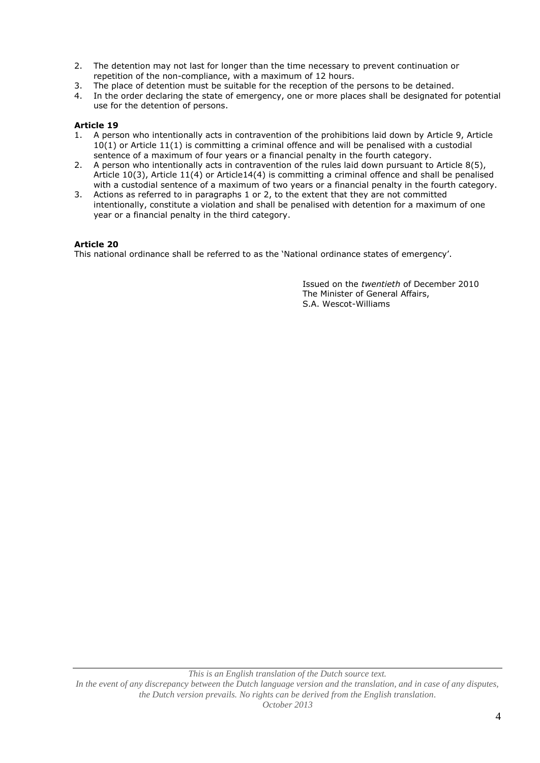2. The detention may not last for longer than the time necessary to prevent continuation or repetition of the non-compliance, with a maximum of 12 hours.
3. The place of detention must be suitable for the reception of the persons to be detained.
4. In the order declaring the state of emergency, one or more places shall be designated for potential use for the detention of persons.

**Article 19**

1. A person who intentionally acts in contravention of the prohibitions laid down by Article 9, Article 10(1) or Article 11(1) is committing a criminal offence and will be penalised with a custodial sentence of a maximum of four years or a financial penalty in the fourth category.
2. A person who intentionally acts in contravention of the rules laid down pursuant to Article 8(5), Article 10(3), Article 11(4) or Article14(4) is committing a criminal offence and shall be penalised with a custodial sentence of a maximum of two years or a financial penalty in the fourth category.
3. Actions as referred to in paragraphs 1 or 2, to the extent that they are not committed intentionally, constitute a violation and shall be penalised with detention for a maximum of one year or a financial penalty in the third category.

**Article 20**

This national ordinance shall be referred to as the 'National ordinance states of emergency'.

Issued on the *twentieth* of December 2010
The Minister of General Affairs,
S.A. Wescot-Williams

*This is an English translation of the Dutch source text.*
*In the event of any discrepancy between the Dutch language version and the translation, and in case of any disputes, the Dutch version prevails. No rights can be derived from the English translation.*
*October 2013*